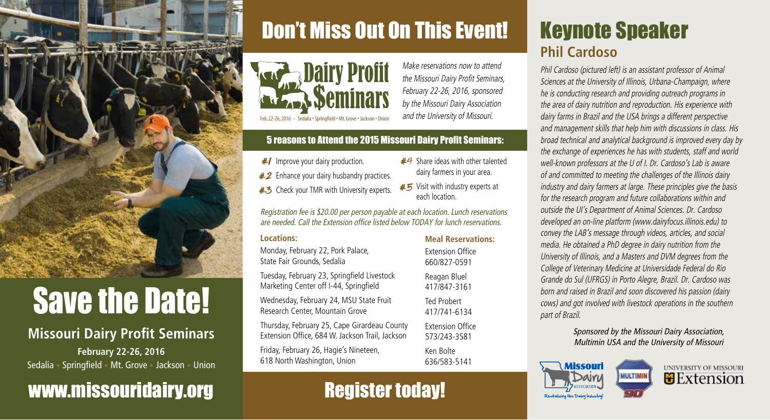# Save the Date!

## Missouri Dairy Profit Seminars

**February 22-26, 2016**

Sedalia • Springfield • Mt. Grove • Jackson • Union

## www.missouridairy.org

# Don't Miss Out On This Event!

**Dairy Profit Seminars**

Feb. 22-26, 2016 — Sedalia • Springfield • Mt. Grove • Jackson • Union

*Make reservations now to attend the Missouri Dairy Profit Seminars, February 22-26, 2016, sponsored by the Missouri Dairy Association and the University of Missouri.*

### 5 reasons to Attend the 2015 Missouri Dairy Profit Seminars:

- #1 Improve your dairy production.
- #2 Enhance your dairy husbandry practices.
- #3 Check your TMR with University experts.
- #4 Share ideas with other talented dairy farmers in your area.
- #5 Visit with industry experts at each location.

*Registration fee is $20.00 per person payable at each location. Lunch reservations are needed. Call the Extension office listed below TODAY for lunch reservations.*

| Locations: | Meal Reservations: |
|---|---|
| Monday, February 22, Pork Palace, State Fair Grounds, Sedalia | Extension Office 660/827-0591 |
| Tuesday, February 23, Springfield Livestock Marketing Center off I-44, Springfield | Reagan Bluel 417/847-3161 |
| Wednesday, February 24, MSU State Fruit Research Center, Mountain Grove | Ted Probert 417/741-6134 |
| Thursday, February 25, Cape Girardeau County Extension Office, 684 W. Jackson Trail, Jackson | Extension Office 573/243-3581 |
| Friday, February 26, Hagie's Nineteen, 618 North Washington, Union | Ken Bolte 636/583-5141 |

## Register today!

# Keynote Speaker

## Phil Cardoso

*Phil Cardoso (pictured left) is an assistant professor of Animal Sciences at the University of Illinois, Urbana-Champaign, where he is conducting research and providing outreach programs in the area of dairy nutrition and reproduction. His experience with dairy farms in Brazil and the USA brings a different perspective and management skills that help him with discussions in class. His broad technical and analytical background is improved every day by the exchange of experiences he has with students, staff and world well-known professors at the U of I. Dr. Cardoso's Lab is aware of and committed to meeting the challenges of the Illinois dairy industry and dairy farmers at large. These principles give the basis for the research program and future collaborations within and outside the UI's Department of Animal Sciences. Dr. Cardoso developed an on-line platform (www.dairyfocus.illinois.edu) to convey the LAB's message through videos, articles, and social media. He obtained a PhD degree in dairy nutrition from the University of Illinois, and a Masters and DVM degrees from the College of Veterinary Medicine at Universidade Federal do Rio Grande do Sul (UFRGS) in Porto Alegre, Brazil. Dr. Cardoso was born and raised in Brazil and soon discovered his passion (dairy cows) and got involved with livestock operations in the southern part of Brazil.*

*Sponsored by the Missouri Dairy Association, Multimin USA and the University of Missouri*

Missouri Dairy Association — Revitalizing the Dairy Industry

MULTIMIN 90

University of Missouri Extension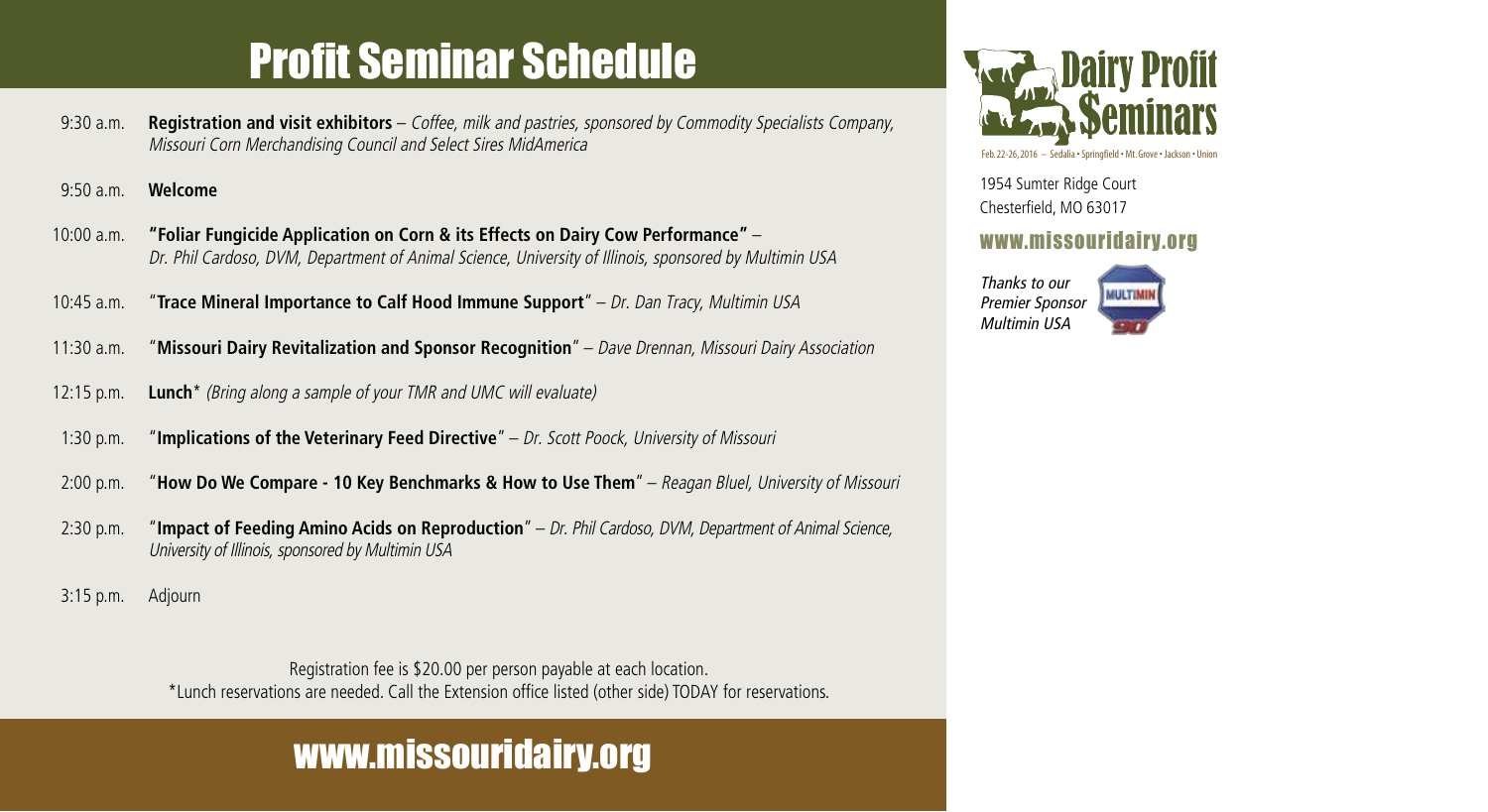# Profit Seminar Schedule

9:30 a.m. **Registration and visit exhibitors** – *Coffee, milk and pastries, sponsored by Commodity Specialists Company, Missouri Corn Merchandising Council and Select Sires MidAmerica*

9:50 a.m. **Welcome**

10:00 a.m. **"Foliar Fungicide Application on Corn & its Effects on Dairy Cow Performance"** – *Dr. Phil Cardoso, DVM, Department of Animal Science, University of Illinois, sponsored by Multimin USA*

10:45 a.m. "**Trace Mineral Importance to Calf Hood Immune Support**" – *Dr. Dan Tracy, Multimin USA*

11:30 a.m. "**Missouri Dairy Revitalization and Sponsor Recognition**" – *Dave Drennan, Missouri Dairy Association*

12:15 p.m. **Lunch*** *(Bring along a sample of your TMR and UMC will evaluate)*

1:30 p.m. "**Implications of the Veterinary Feed Directive**" – *Dr. Scott Poock, University of Missouri*

2:00 p.m. "**How Do We Compare - 10 Key Benchmarks & How to Use Them**" – *Reagan Bluel, University of Missouri*

2:30 p.m. "**Impact of Feeding Amino Acids on Reproduction**" – *Dr. Phil Cardoso, DVM, Department of Animal Science, University of Illinois, sponsored by Multimin USA*

3:15 p.m. Adjourn

Registration fee is $20.00 per person payable at each location.
*Lunch reservations are needed. Call the Extension office listed (other side) TODAY for reservations.

## www.missouridairy.org

## Dairy Profit Seminars

Feb. 22-26, 2016 – Sedalia • Springfield • Mt. Grove • Jackson • Union

1954 Sumter Ridge Court
Chesterfield, MO 63017

## www.missouridairy.org

*Thanks to our Premier Sponsor Multimin USA*

MULTIMIN 90